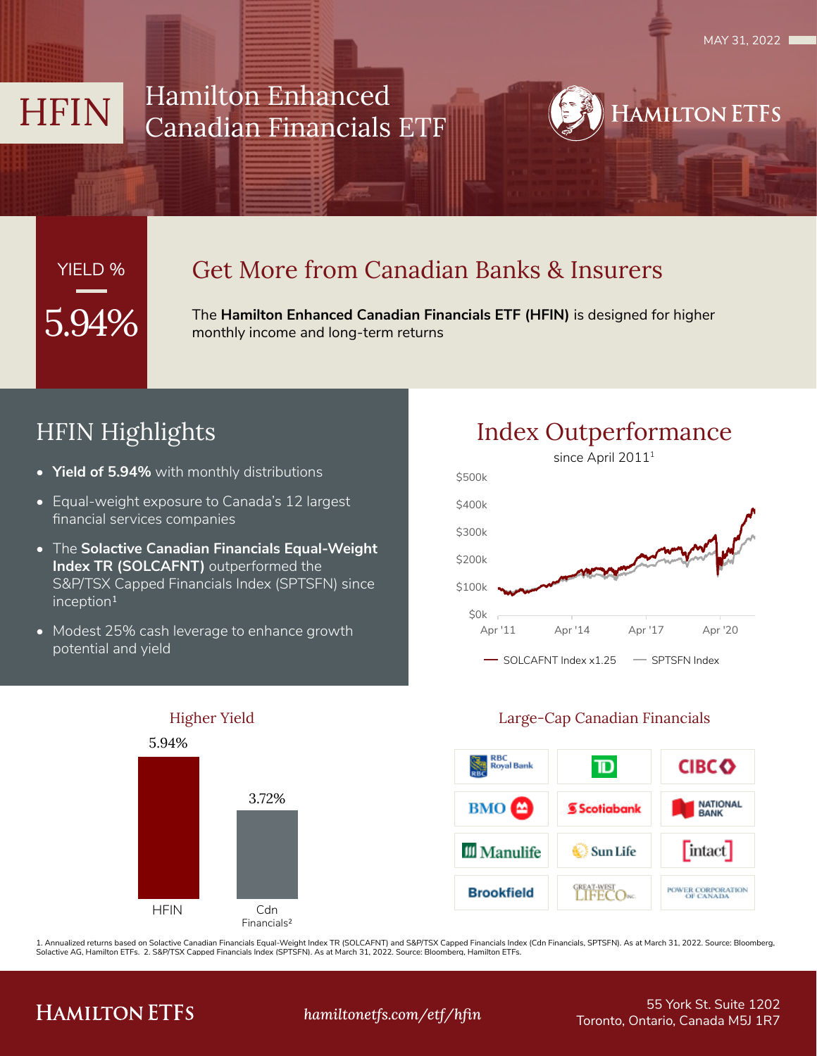MAY 31, 2022

# HFIN Hamilton Enhanced Canadian Financials ETF

HAMILTON ETFS

YIELD %

5.94%

## Get More from Canadian Banks & Insurers

The **Hamilton Enhanced Canadian Financials ETF (HFIN)** is designed for higher monthly income and long-term returns

## HFIN Highlights

- **Yield of 5.94%** with monthly distributions
- Equal-weight exposure to Canada's 12 largest financial services companies
- The **Solactive Canadian Financials Equal-Weight Index TR (SOLCAFNT)** outperformed the S&P/TSX Capped Financials Index (SPTSFN) since inception[1]
- Modest 25% cash leverage to enhance growth potential and yield

## Index Outperformance

since April 2011[1]

$500k, $400k, $300k, $200k, $100k, $0k

Apr '11, Apr '14, Apr '17, Apr '20

SOLCAFNT Index x1.25 — SPTSFN Index

### Higher Yield

| HFIN | Cdn Financials[2] |
| --- | --- |
| 5.94% | 3.72% |

### Large-Cap Canadian Financials

| | | |
| --- | --- | --- |
| RBC Royal Bank | TD | CIBC |
| BMO | Scotiabank | National Bank |
| Manulife | Sun Life | intact |
| Brookfield | Great-West Lifeco Inc. | Power Corporation of Canada |

1. Annualized returns based on Solactive Canadian Financials Equal-Weight Index TR (SOLCAFNT) and S&P/TSX Capped Financials Index (Cdn Financials, SPTSFN). As at March 31, 2022. Source: Bloomberg, Solactive AG, Hamilton ETFs. 2. S&P/TSX Capped Financials Index (SPTSFN). As at March 31, 2022. Source: Bloomberg, Hamilton ETFs.

HAMILTON ETFS

*hamiltonetfs.com/etf/hfin*

55 York St. Suite 1202
Toronto, Ontario, Canada M5J 1R7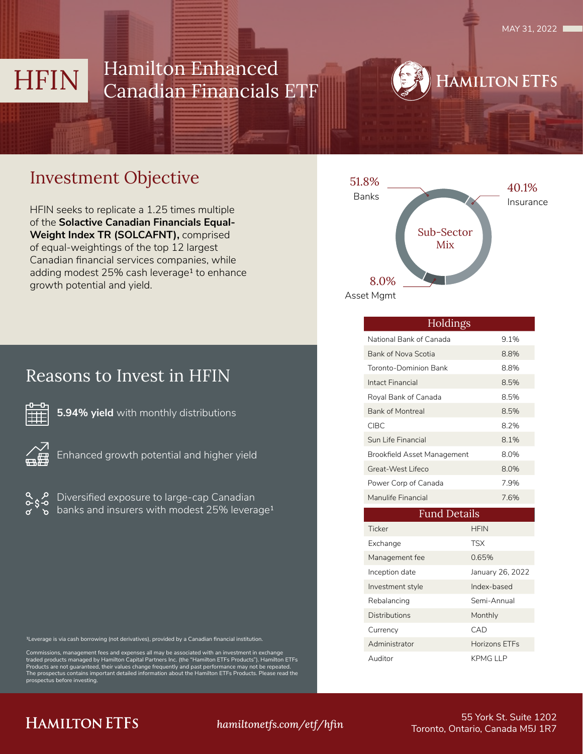MAY 31, 2022

# HFIN Hamilton Enhanced Canadian Financials ETF

HAMILTON ETFS

## Investment Objective

HFIN seeks to replicate a 1.25 times multiple of the **Solactive Canadian Financials Equal-Weight Index TR (SOLCAFNT),** comprised of equal-weightings of the top 12 largest Canadian financial services companies, while adding modest 25% cash leverage[1] to enhance growth potential and yield.

Sub-Sector Mix

51.8% Banks

40.1% Insurance

8.0% Asset Mgmt

## Reasons to Invest in HFIN

- **5.94% yield** with monthly distributions
- Enhanced growth potential and higher yield
- Diversified exposure to large-cap Canadian banks and insurers with modest 25% leverage[1]

| Holdings | |
|---|---|
| National Bank of Canada | 9.1% |
| Bank of Nova Scotia | 8.8% |
| Toronto-Dominion Bank | 8.8% |
| Intact Financial | 8.5% |
| Royal Bank of Canada | 8.5% |
| Bank of Montreal | 8.5% |
| CIBC | 8.2% |
| Sun Life Financial | 8.1% |
| Brookfield Asset Management | 8.0% |
| Great-West Lifeco | 8.0% |
| Power Corp of Canada | 7.9% |
| Manulife Financial | 7.6% |

| Fund Details | |
|---|---|
| Ticker | HFIN |
| Exchange | TSX |
| Management fee | 0.65% |
| Inception date | January 26, 2022 |
| Investment style | Index-based |
| Rebalancing | Semi-Annual |
| Distributions | Monthly |
| Currency | CAD |
| Administrator | Horizons ETFs |
| Auditor | KPMG LLP |

[1]Leverage is via cash borrowing (not derivatives), provided by a Canadian financial institution.

Commissions, management fees and expenses all may be associated with an investment in exchange traded products managed by Hamilton Capital Partners Inc. (the "Hamilton ETFs Products"). Hamilton ETFs Products are not guaranteed, their values change frequently and past performance may not be repeated. The prospectus contains important detailed information about the Hamilton ETFs Products. Please read the prospectus before investing.

HAMILTON ETFS

*hamiltonetfs.com/etf/hfin*

55 York St. Suite 1202
Toronto, Ontario, Canada M5J 1R7